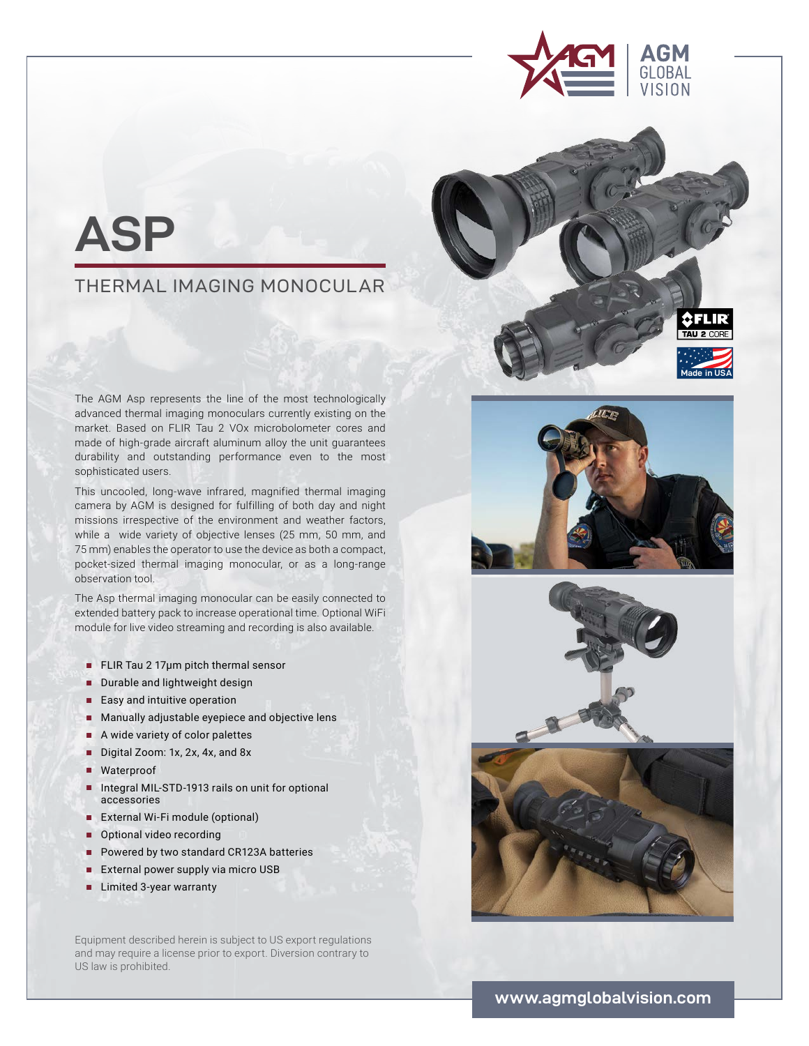AGM GLOBAL VISION

# ASP

## THERMAL IMAGING MONOCULAR

The AGM Asp represents the line of the most technologically advanced thermal imaging monoculars currently existing on the market. Based on FLIR Tau 2 VOx microbolometer cores and made of high-grade aircraft aluminum alloy the unit guarantees durability and outstanding performance even to the most sophisticated users.

This uncooled, long-wave infrared, magnified thermal imaging camera by AGM is designed for fulfilling of both day and night missions irrespective of the environment and weather factors, while a wide variety of objective lenses (25 mm, 50 mm, and 75 mm) enables the operator to use the device as both a compact, pocket-sized thermal imaging monocular, or as a long-range observation tool.

The Asp thermal imaging monocular can be easily connected to extended battery pack to increase operational time. Optional WiFi module for live video streaming and recording is also available.

- FLIR Tau 2 17µm pitch thermal sensor
- Durable and lightweight design
- Easy and intuitive operation
- Manually adjustable eyepiece and objective lens
- A wide variety of color palettes
- Digital Zoom: 1x, 2x, 4x, and 8x
- Waterproof
- Integral MIL-STD-1913 rails on unit for optional accessories
- External Wi-Fi module (optional)
- Optional video recording
- Powered by two standard CR123A batteries
- External power supply via micro USB
- Limited 3-year warranty

FLIR TAU 2 CORE

Made in USA

Equipment described herein is subject to US export regulations and may require a license prior to export. Diversion contrary to US law is prohibited.

www.agmglobalvision.com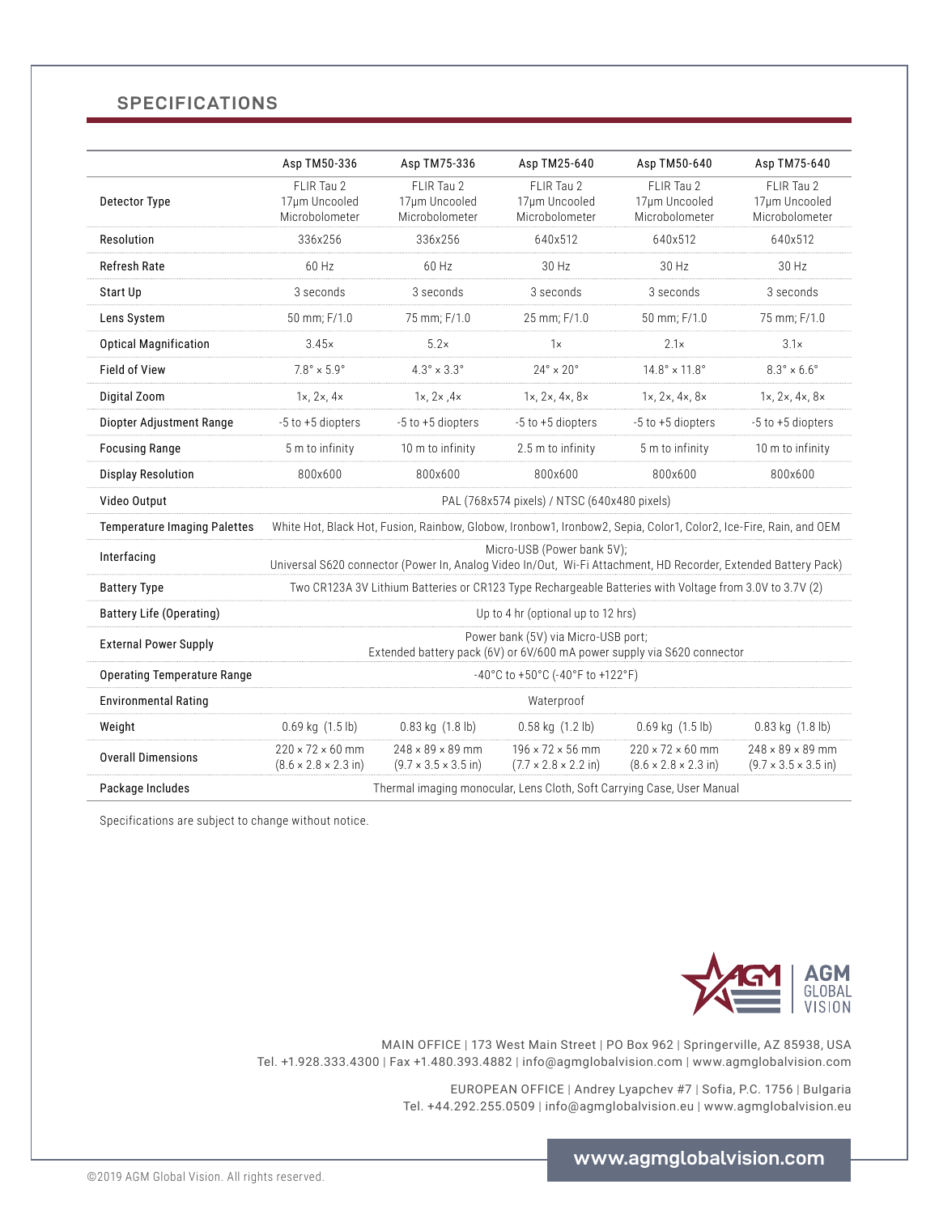## SPECIFICATIONS

| | Asp TM50-336 | Asp TM75-336 | Asp TM25-640 | Asp TM50-640 | Asp TM75-640 |
|---|---|---|---|---|---|
| Detector Type | FLIR Tau 2 17μm Uncooled Microbolometer | FLIR Tau 2 17μm Uncooled Microbolometer | FLIR Tau 2 17μm Uncooled Microbolometer | FLIR Tau 2 17μm Uncooled Microbolometer | FLIR Tau 2 17μm Uncooled Microbolometer |
| Resolution | 336x256 | 336x256 | 640x512 | 640x512 | 640x512 |
| Refresh Rate | 60 Hz | 60 Hz | 30 Hz | 30 Hz | 30 Hz |
| Start Up | 3 seconds | 3 seconds | 3 seconds | 3 seconds | 3 seconds |
| Lens System | 50 mm; F/1.0 | 75 mm; F/1.0 | 25 mm; F/1.0 | 50 mm; F/1.0 | 75 mm; F/1.0 |
| Optical Magnification | 3.45× | 5.2× | 1× | 2.1× | 3.1× |
| Field of View | 7.8° × 5.9° | 4.3° × 3.3° | 24° × 20° | 14.8° × 11.8° | 8.3° × 6.6° |
| Digital Zoom | 1×, 2×, 4× | 1×, 2× ,4× | 1×, 2×, 4×, 8× | 1×, 2×, 4×, 8× | 1×, 2×, 4×, 8× |
| Diopter Adjustment Range | -5 to +5 diopters | -5 to +5 diopters | -5 to +5 diopters | -5 to +5 diopters | -5 to +5 diopters |
| Focusing Range | 5 m to infinity | 10 m to infinity | 2.5 m to infinity | 5 m to infinity | 10 m to infinity |
| Display Resolution | 800x600 | 800x600 | 800x600 | 800x600 | 800x600 |
| Video Output | PAL (768x574 pixels) / NTSC (640x480 pixels) | | | | |
| Temperature Imaging Palettes | White Hot, Black Hot, Fusion, Rainbow, Globow, Ironbow1, Ironbow2, Sepia, Color1, Color2, Ice-Fire, Rain, and OEM | | | | |
| Interfacing | Micro-USB (Power bank 5V); Universal S620 connector (Power In, Analog Video In/Out, Wi-Fi Attachment, HD Recorder, Extended Battery Pack) | | | | |
| Battery Type | Two CR123A 3V Lithium Batteries or CR123 Type Rechargeable Batteries with Voltage from 3.0V to 3.7V (2) | | | | |
| Battery Life (Operating) | Up to 4 hr (optional up to 12 hrs) | | | | |
| External Power Supply | Power bank (5V) via Micro-USB port; Extended battery pack (6V) or 6V/600 mA power supply via S620 connector | | | | |
| Operating Temperature Range | -40°C to +50°C (-40°F to +122°F) | | | | |
| Environmental Rating | Waterproof | | | | |
| Weight | 0.69 kg (1.5 lb) | 0.83 kg (1.8 lb) | 0.58 kg (1.2 lb) | 0.69 kg (1.5 lb) | 0.83 kg (1.8 lb) |
| Overall Dimensions | 220 × 72 × 60 mm (8.6 × 2.8 × 2.3 in) | 248 × 89 × 89 mm (9.7 × 3.5 × 3.5 in) | 196 × 72 × 56 mm (7.7 × 2.8 × 2.2 in) | 220 × 72 × 60 mm (8.6 × 2.8 × 2.3 in) | 248 × 89 × 89 mm (9.7 × 3.5 × 3.5 in) |
| Package Includes | Thermal imaging monocular, Lens Cloth, Soft Carrying Case, User Manual | | | | |

Specifications are subject to change without notice.

AGM GLOBAL VISION

MAIN OFFICE | 173 West Main Street | PO Box 962 | Springerville, AZ 85938, USA
Tel. +1.928.333.4300 | Fax +1.480.393.4882 | info@agmglobalvision.com | www.agmglobalvision.com

EUROPEAN OFFICE | Andrey Lyapchev #7 | Sofia, P.C. 1756 | Bulgaria
Tel. +44.292.255.0509 | info@agmglobalvision.eu | www.agmglobalvision.eu

www.agmglobalvision.com

©2019 AGM Global Vision. All rights reserved.